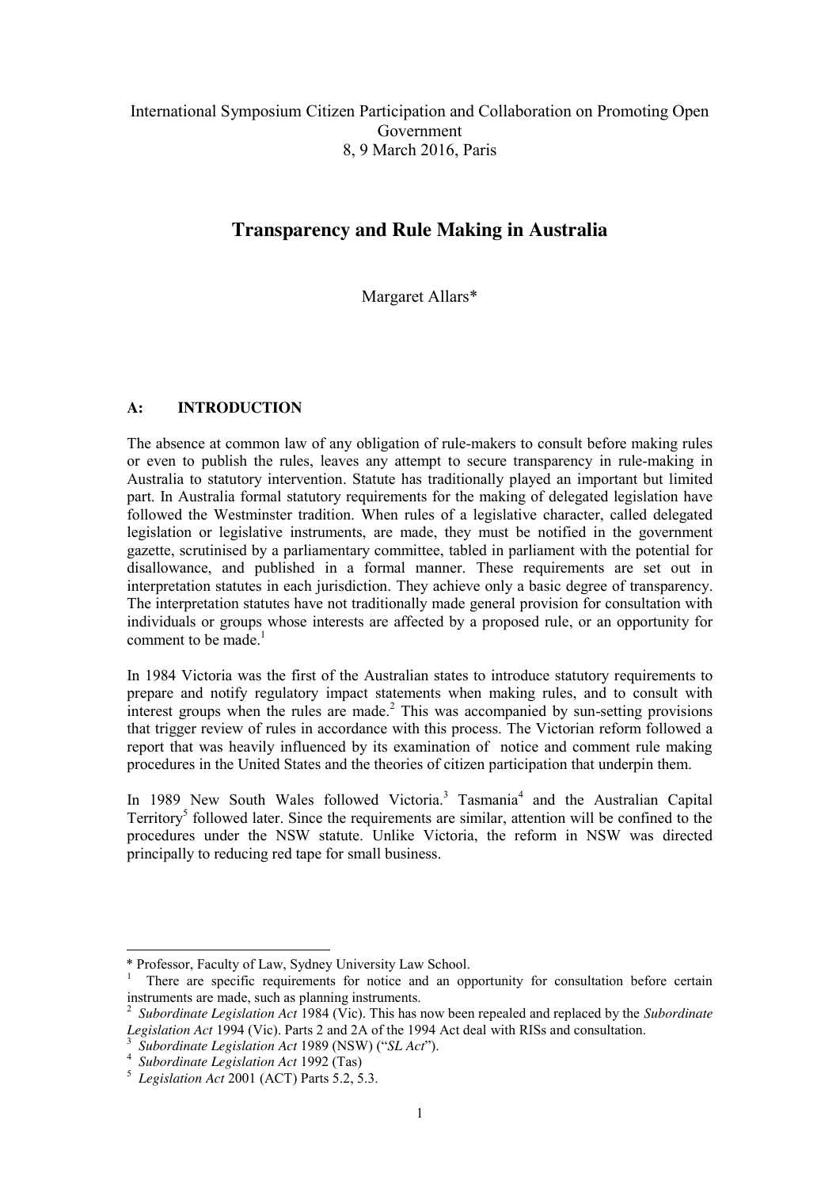International Symposium Citizen Participation and Collaboration on Promoting Open Government
8, 9 March 2016, Paris

# Transparency and Rule Making in Australia

Margaret Allars*

## A: INTRODUCTION

The absence at common law of any obligation of rule-makers to consult before making rules or even to publish the rules, leaves any attempt to secure transparency in rule-making in Australia to statutory intervention. Statute has traditionally played an important but limited part. In Australia formal statutory requirements for the making of delegated legislation have followed the Westminster tradition. When rules of a legislative character, called delegated legislation or legislative instruments, are made, they must be notified in the government gazette, scrutinised by a parliamentary committee, tabled in parliament with the potential for disallowance, and published in a formal manner. These requirements are set out in interpretation statutes in each jurisdiction. They achieve only a basic degree of transparency. The interpretation statutes have not traditionally made general provision for consultation with individuals or groups whose interests are affected by a proposed rule, or an opportunity for comment to be made.[1]

In 1984 Victoria was the first of the Australian states to introduce statutory requirements to prepare and notify regulatory impact statements when making rules, and to consult with interest groups when the rules are made.[2] This was accompanied by sun-setting provisions that trigger review of rules in accordance with this process. The Victorian reform followed a report that was heavily influenced by its examination of notice and comment rule making procedures in the United States and the theories of citizen participation that underpin them.

In 1989 New South Wales followed Victoria.[3] Tasmania[4] and the Australian Capital Territory[5] followed later. Since the requirements are similar, attention will be confined to the procedures under the NSW statute. Unlike Victoria, the reform in NSW was directed principally to reducing red tape for small business.

---

\* Professor, Faculty of Law, Sydney University Law School.

[1] There are specific requirements for notice and an opportunity for consultation before certain instruments are made, such as planning instruments.

[2] *Subordinate Legislation Act* 1984 (Vic). This has now been repealed and replaced by the *Subordinate Legislation Act* 1994 (Vic). Parts 2 and 2A of the 1994 Act deal with RISs and consultation.

[3] *Subordinate Legislation Act* 1989 (NSW) ("*SL Act*").

[4] *Subordinate Legislation Act* 1992 (Tas)

[5] *Legislation Act* 2001 (ACT) Parts 5.2, 5.3.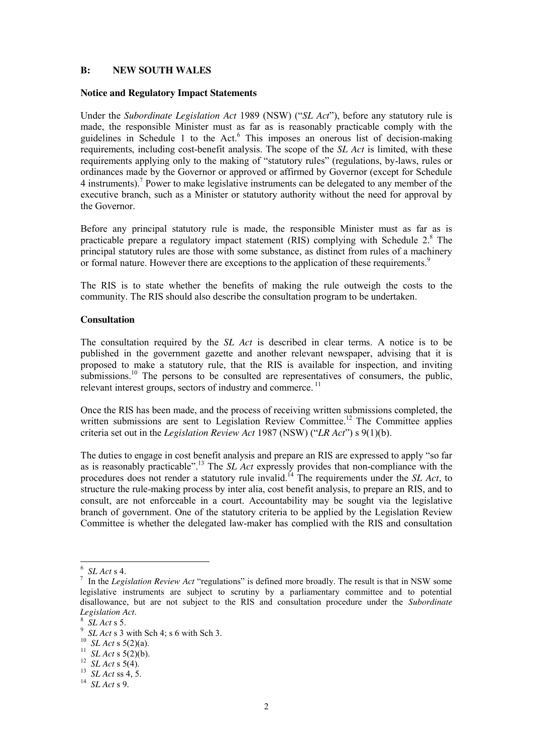## B: NEW SOUTH WALES

### Notice and Regulatory Impact Statements

Under the *Subordinate Legislation Act* 1989 (NSW) ("*SL Act*"), before any statutory rule is made, the responsible Minister must as far as is reasonably practicable comply with the guidelines in Schedule 1 to the Act.[6] This imposes an onerous list of decision-making requirements, including cost-benefit analysis. The scope of the *SL Act* is limited, with these requirements applying only to the making of "statutory rules" (regulations, by-laws, rules or ordinances made by the Governor or approved or affirmed by Governor (except for Schedule 4 instruments).[7] Power to make legislative instruments can be delegated to any member of the executive branch, such as a Minister or statutory authority without the need for approval by the Governor.

Before any principal statutory rule is made, the responsible Minister must as far as is practicable prepare a regulatory impact statement (RIS) complying with Schedule 2.[8] The principal statutory rules are those with some substance, as distinct from rules of a machinery or formal nature. However there are exceptions to the application of these requirements.[9]

The RIS is to state whether the benefits of making the rule outweigh the costs to the community. The RIS should also describe the consultation program to be undertaken.

### Consultation

The consultation required by the *SL Act* is described in clear terms. A notice is to be published in the government gazette and another relevant newspaper, advising that it is proposed to make a statutory rule, that the RIS is available for inspection, and inviting submissions.[10] The persons to be consulted are representatives of consumers, the public, relevant interest groups, sectors of industry and commerce.[11]

Once the RIS has been made, and the process of receiving written submissions completed, the written submissions are sent to Legislation Review Committee.[12] The Committee applies criteria set out in the *Legislation Review Act* 1987 (NSW) ("*LR Act*") s 9(1)(b).

The duties to engage in cost benefit analysis and prepare an RIS are expressed to apply "so far as is reasonably practicable".[13] The *SL Act* expressly provides that non-compliance with the procedures does not render a statutory rule invalid.[14] The requirements under the *SL Act*, to structure the rule-making process by inter alia, cost benefit analysis, to prepare an RIS, and to consult, are not enforceable in a court. Accountability may be sought via the legislative branch of government. One of the statutory criteria to be applied by the Legislation Review Committee is whether the delegated law-maker has complied with the RIS and consultation

---

[6] *SL Act* s 4.

[7] In the *Legislation Review Act* "regulations" is defined more broadly. The result is that in NSW some legislative instruments are subject to scrutiny by a parliamentary committee and to potential disallowance, but are not subject to the RIS and consultation procedure under the *Subordinate Legislation Act*.

[8] *SL Act* s 5.

[9] *SL Act* s 3 with Sch 4; s 6 with Sch 3.

[10] *SL Act* s 5(2)(a).

[11] *SL Act* s 5(2)(b).

[12] *SL Act* s 5(4).

[13] *SL Act* ss 4, 5.

[14] *SL Act* s 9.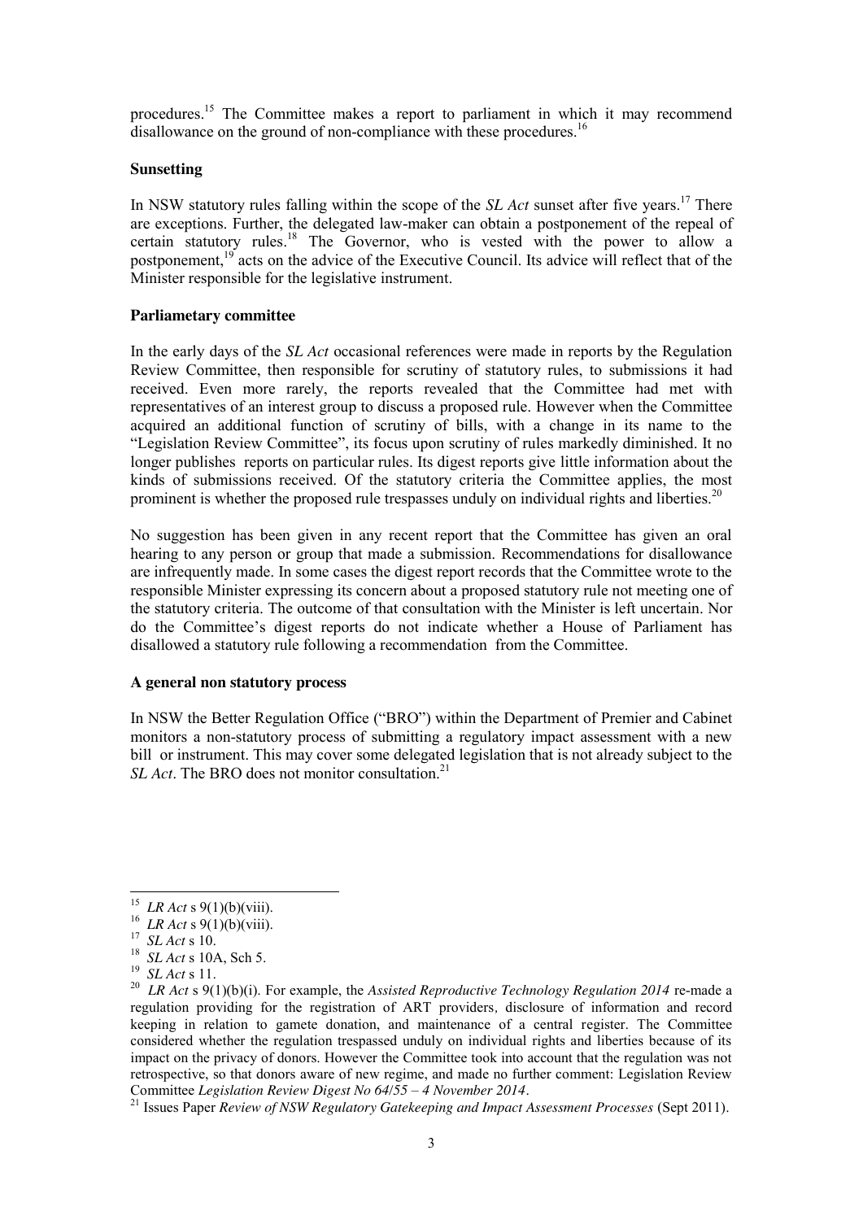procedures.[15] The Committee makes a report to parliament in which it may recommend disallowance on the ground of non-compliance with these procedures.[16]

**Sunsetting**

In NSW statutory rules falling within the scope of the *SL Act* sunset after five years.[17] There are exceptions. Further, the delegated law-maker can obtain a postponement of the repeal of certain statutory rules.[18] The Governor, who is vested with the power to allow a postponement,[19] acts on the advice of the Executive Council. Its advice will reflect that of the Minister responsible for the legislative instrument.

**Parliametary committee**

In the early days of the *SL Act* occasional references were made in reports by the Regulation Review Committee, then responsible for scrutiny of statutory rules, to submissions it had received. Even more rarely, the reports revealed that the Committee had met with representatives of an interest group to discuss a proposed rule. However when the Committee acquired an additional function of scrutiny of bills, with a change in its name to the "Legislation Review Committee", its focus upon scrutiny of rules markedly diminished. It no longer publishes reports on particular rules. Its digest reports give little information about the kinds of submissions received. Of the statutory criteria the Committee applies, the most prominent is whether the proposed rule trespasses unduly on individual rights and liberties.[20]

No suggestion has been given in any recent report that the Committee has given an oral hearing to any person or group that made a submission. Recommendations for disallowance are infrequently made. In some cases the digest report records that the Committee wrote to the responsible Minister expressing its concern about a proposed statutory rule not meeting one of the statutory criteria. The outcome of that consultation with the Minister is left uncertain. Nor do the Committee's digest reports do not indicate whether a House of Parliament has disallowed a statutory rule following a recommendation from the Committee.

**A general non statutory process**

In NSW the Better Regulation Office ("BRO") within the Department of Premier and Cabinet monitors a non-statutory process of submitting a regulatory impact assessment with a new bill or instrument. This may cover some delegated legislation that is not already subject to the *SL Act*. The BRO does not monitor consultation.[21]

---

[15] *LR Act* s 9(1)(b)(viii).

[16] *LR Act* s 9(1)(b)(viii).

[17] *SL Act* s 10.

[18] *SL Act* s 10A, Sch 5.

[19] *SL Act* s 11.

[20] *LR Act* s 9(1)(b)(i). For example, the *Assisted Reproductive Technology Regulation 2014* re-made a regulation providing for the registration of ART providers, disclosure of information and record keeping in relation to gamete donation, and maintenance of a central register. The Committee considered whether the regulation trespassed unduly on individual rights and liberties because of its impact on the privacy of donors. However the Committee took into account that the regulation was not retrospective, so that donors aware of new regime, and made no further comment: Legislation Review Committee *Legislation Review Digest No 64/55 – 4 November 2014*.

[21] Issues Paper *Review of NSW Regulatory Gatekeeping and Impact Assessment Processes* (Sept 2011).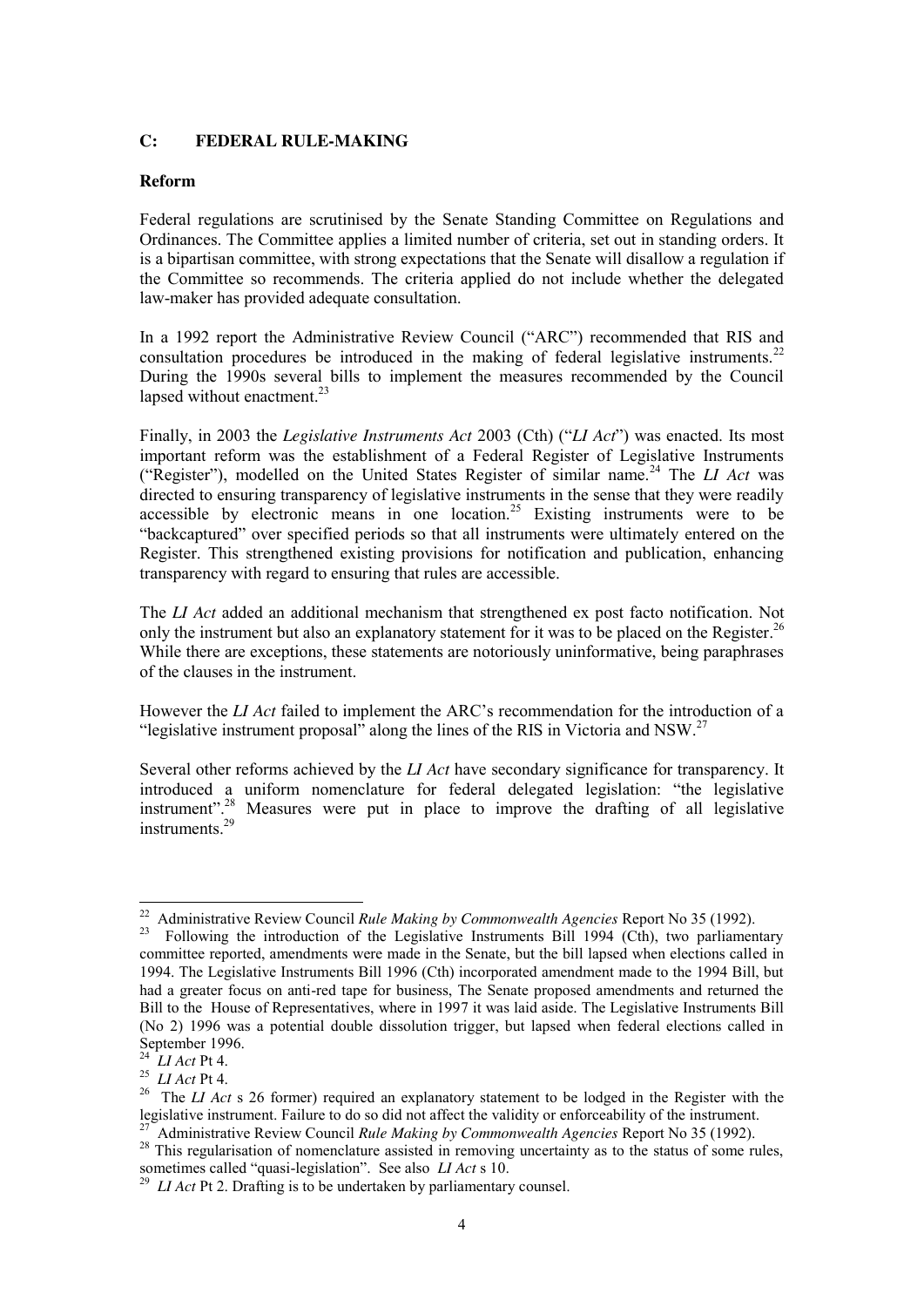## C: FEDERAL RULE-MAKING

### Reform

Federal regulations are scrutinised by the Senate Standing Committee on Regulations and Ordinances. The Committee applies a limited number of criteria, set out in standing orders. It is a bipartisan committee, with strong expectations that the Senate will disallow a regulation if the Committee so recommends. The criteria applied do not include whether the delegated law-maker has provided adequate consultation.

In a 1992 report the Administrative Review Council ("ARC") recommended that RIS and consultation procedures be introduced in the making of federal legislative instruments.[22] During the 1990s several bills to implement the measures recommended by the Council lapsed without enactment.[23]

Finally, in 2003 the *Legislative Instruments Act* 2003 (Cth) ("*LI Act*") was enacted. Its most important reform was the establishment of a Federal Register of Legislative Instruments ("Register"), modelled on the United States Register of similar name.[24] The *LI Act* was directed to ensuring transparency of legislative instruments in the sense that they were readily accessible by electronic means in one location.[25] Existing instruments were to be "backcaptured" over specified periods so that all instruments were ultimately entered on the Register. This strengthened existing provisions for notification and publication, enhancing transparency with regard to ensuring that rules are accessible.

The *LI Act* added an additional mechanism that strengthened ex post facto notification. Not only the instrument but also an explanatory statement for it was to be placed on the Register.[26] While there are exceptions, these statements are notoriously uninformative, being paraphrases of the clauses in the instrument.

However the *LI Act* failed to implement the ARC's recommendation for the introduction of a "legislative instrument proposal" along the lines of the RIS in Victoria and NSW.[27]

Several other reforms achieved by the *LI Act* have secondary significance for transparency. It introduced a uniform nomenclature for federal delegated legislation: "the legislative instrument".[28] Measures were put in place to improve the drafting of all legislative instruments.[29]

---

[22] Administrative Review Council *Rule Making by Commonwealth Agencies* Report No 35 (1992).

[23] Following the introduction of the Legislative Instruments Bill 1994 (Cth), two parliamentary committee reported, amendments were made in the Senate, but the bill lapsed when elections called in 1994. The Legislative Instruments Bill 1996 (Cth) incorporated amendment made to the 1994 Bill, but had a greater focus on anti-red tape for business, The Senate proposed amendments and returned the Bill to the House of Representatives, where in 1997 it was laid aside. The Legislative Instruments Bill (No 2) 1996 was a potential double dissolution trigger, but lapsed when federal elections called in September 1996.

[24] *LI Act* Pt 4.

[25] *LI Act* Pt 4.

[26] The *LI Act* s 26 former) required an explanatory statement to be lodged in the Register with the legislative instrument. Failure to do so did not affect the validity or enforceability of the instrument.

[27] Administrative Review Council *Rule Making by Commonwealth Agencies* Report No 35 (1992).

[28] This regularisation of nomenclature assisted in removing uncertainty as to the status of some rules, sometimes called "quasi-legislation". See also *LI Act* s 10.

[29] *LI Act* Pt 2. Drafting is to be undertaken by parliamentary counsel.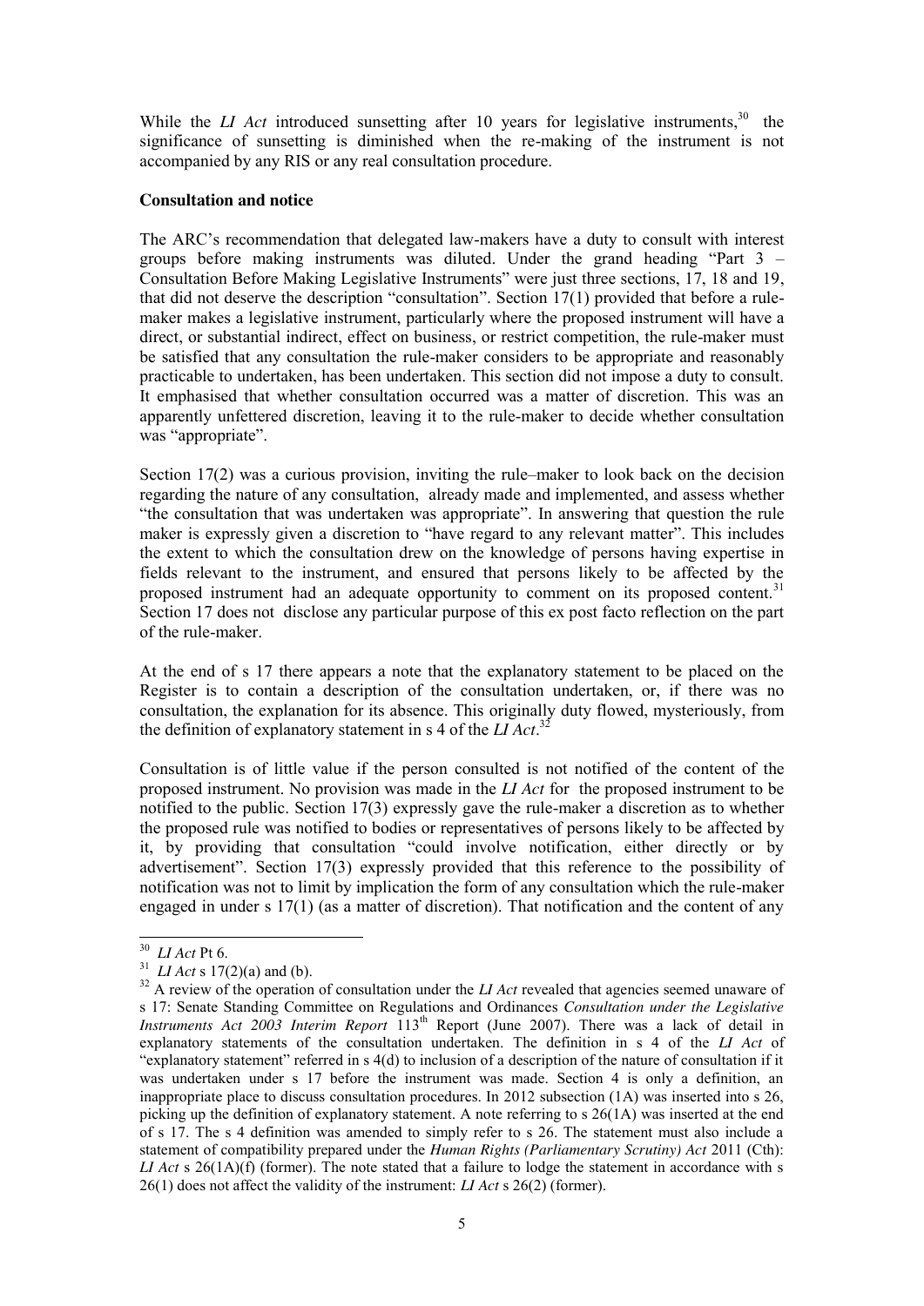While the *LI Act* introduced sunsetting after 10 years for legislative instruments,[30] the significance of sunsetting is diminished when the re-making of the instrument is not accompanied by any RIS or any real consultation procedure.

**Consultation and notice**

The ARC's recommendation that delegated law-makers have a duty to consult with interest groups before making instruments was diluted. Under the grand heading "Part 3 – Consultation Before Making Legislative Instruments" were just three sections, 17, 18 and 19, that did not deserve the description "consultation". Section 17(1) provided that before a rule-maker makes a legislative instrument, particularly where the proposed instrument will have a direct, or substantial indirect, effect on business, or restrict competition, the rule-maker must be satisfied that any consultation the rule-maker considers to be appropriate and reasonably practicable to undertaken, has been undertaken. This section did not impose a duty to consult. It emphasised that whether consultation occurred was a matter of discretion. This was an apparently unfettered discretion, leaving it to the rule-maker to decide whether consultation was "appropriate".

Section 17(2) was a curious provision, inviting the rule–maker to look back on the decision regarding the nature of any consultation, already made and implemented, and assess whether "the consultation that was undertaken was appropriate". In answering that question the rule maker is expressly given a discretion to "have regard to any relevant matter". This includes the extent to which the consultation drew on the knowledge of persons having expertise in fields relevant to the instrument, and ensured that persons likely to be affected by the proposed instrument had an adequate opportunity to comment on its proposed content.[31] Section 17 does not disclose any particular purpose of this ex post facto reflection on the part of the rule-maker.

At the end of s 17 there appears a note that the explanatory statement to be placed on the Register is to contain a description of the consultation undertaken, or, if there was no consultation, the explanation for its absence. This originally duty flowed, mysteriously, from the definition of explanatory statement in s 4 of the *LI Act*.[32]

Consultation is of little value if the person consulted is not notified of the content of the proposed instrument. No provision was made in the *LI Act* for the proposed instrument to be notified to the public. Section 17(3) expressly gave the rule-maker a discretion as to whether the proposed rule was notified to bodies or representatives of persons likely to be affected by it, by providing that consultation "could involve notification, either directly or by advertisement". Section 17(3) expressly provided that this reference to the possibility of notification was not to limit by implication the form of any consultation which the rule-maker engaged in under s 17(1) (as a matter of discretion). That notification and the content of any

---

[30] *LI Act* Pt 6.

[31] *LI Act* s 17(2)(a) and (b).

[32] A review of the operation of consultation under the *LI Act* revealed that agencies seemed unaware of s 17: Senate Standing Committee on Regulations and Ordinances *Consultation under the Legislative Instruments Act 2003 Interim Report* 113th Report (June 2007). There was a lack of detail in explanatory statements of the consultation undertaken. The definition in s 4 of the *LI Act* of "explanatory statement" referred in s 4(d) to inclusion of a description of the nature of consultation if it was undertaken under s 17 before the instrument was made. Section 4 is only a definition, an inappropriate place to discuss consultation procedures. In 2012 subsection (1A) was inserted into s 26, picking up the definition of explanatory statement. A note referring to s 26(1A) was inserted at the end of s 17. The s 4 definition was amended to simply refer to s 26. The statement must also include a statement of compatibility prepared under the *Human Rights (Parliamentary Scrutiny) Act* 2011 (Cth): *LI Act* s 26(1A)(f) (former). The note stated that a failure to lodge the statement in accordance with s 26(1) does not affect the validity of the instrument: *LI Act* s 26(2) (former).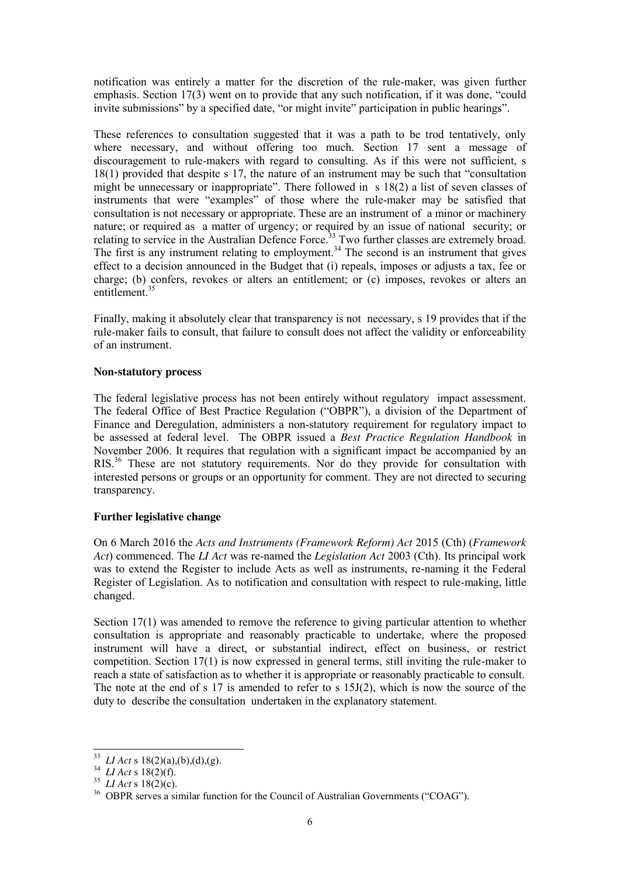notification was entirely a matter for the discretion of the rule-maker, was given further emphasis. Section 17(3) went on to provide that any such notification, if it was done, "could invite submissions" by a specified date, "or might invite" participation in public hearings".

These references to consultation suggested that it was a path to be trod tentatively, only where necessary, and without offering too much. Section 17 sent a message of discouragement to rule-makers with regard to consulting. As if this were not sufficient, s 18(1) provided that despite s 17, the nature of an instrument may be such that "consultation might be unnecessary or inappropriate". There followed in s 18(2) a list of seven classes of instruments that were "examples" of those where the rule-maker may be satisfied that consultation is not necessary or appropriate. These are an instrument of a minor or machinery nature; or required as a matter of urgency; or required by an issue of national security; or relating to service in the Australian Defence Force.[33] Two further classes are extremely broad. The first is any instrument relating to employment.[34] The second is an instrument that gives effect to a decision announced in the Budget that (i) repeals, imposes or adjusts a tax, fee or charge; (b) confers, revokes or alters an entitlement; or (c) imposes, revokes or alters an entitlement.[35]

Finally, making it absolutely clear that transparency is not necessary, s 19 provides that if the rule-maker fails to consult, that failure to consult does not affect the validity or enforceability of an instrument.

**Non-statutory process**

The federal legislative process has not been entirely without regulatory impact assessment. The federal Office of Best Practice Regulation ("OBPR"), a division of the Department of Finance and Deregulation, administers a non-statutory requirement for regulatory impact to be assessed at federal level. The OBPR issued a *Best Practice Regulation Handbook* in November 2006. It requires that regulation with a significant impact be accompanied by an RIS.[36] These are not statutory requirements. Nor do they provide for consultation with interested persons or groups or an opportunity for comment. They are not directed to securing transparency.

**Further legislative change**

On 6 March 2016 the *Acts and Instruments (Framework Reform) Act* 2015 (Cth) (*Framework Act*) commenced. The *LI Act* was re-named the *Legislation Act* 2003 (Cth). Its principal work was to extend the Register to include Acts as well as instruments, re-naming it the Federal Register of Legislation. As to notification and consultation with respect to rule-making, little changed.

Section 17(1) was amended to remove the reference to giving particular attention to whether consultation is appropriate and reasonably practicable to undertake, where the proposed instrument will have a direct, or substantial indirect, effect on business, or restrict competition. Section 17(1) is now expressed in general terms, still inviting the rule-maker to reach a state of satisfaction as to whether it is appropriate or reasonably practicable to consult. The note at the end of s 17 is amended to refer to s 15J(2), which is now the source of the duty to describe the consultation undertaken in the explanatory statement.

---

[33] *LI Act* s 18(2)(a),(b),(d),(g).

[34] *LI Act* s 18(2)(f).

[35] *LI Act* s 18(2)(c).

[36] OBPR serves a similar function for the Council of Australian Governments ("COAG").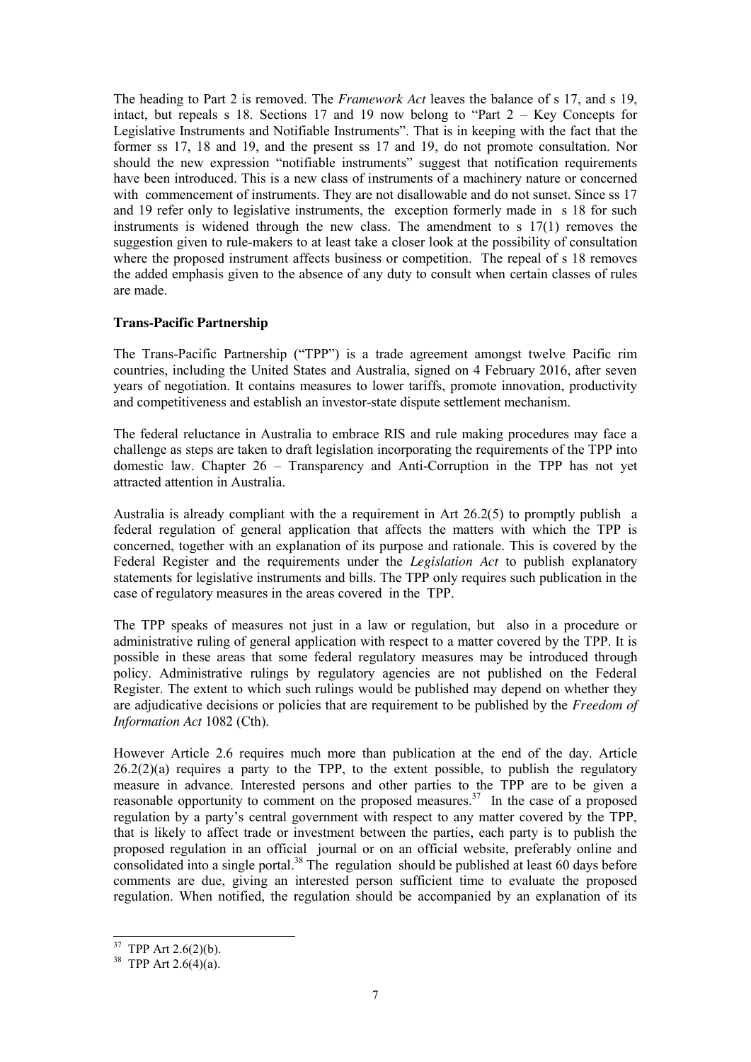The heading to Part 2 is removed. The *Framework Act* leaves the balance of s 17, and s 19, intact, but repeals s 18. Sections 17 and 19 now belong to "Part 2 – Key Concepts for Legislative Instruments and Notifiable Instruments". That is in keeping with the fact that the former ss 17, 18 and 19, and the present ss 17 and 19, do not promote consultation. Nor should the new expression "notifiable instruments" suggest that notification requirements have been introduced. This is a new class of instruments of a machinery nature or concerned with commencement of instruments. They are not disallowable and do not sunset. Since ss 17 and 19 refer only to legislative instruments, the exception formerly made in s 18 for such instruments is widened through the new class. The amendment to s 17(1) removes the suggestion given to rule-makers to at least take a closer look at the possibility of consultation where the proposed instrument affects business or competition. The repeal of s 18 removes the added emphasis given to the absence of any duty to consult when certain classes of rules are made.

**Trans-Pacific Partnership**

The Trans-Pacific Partnership ("TPP") is a trade agreement amongst twelve Pacific rim countries, including the United States and Australia, signed on 4 February 2016, after seven years of negotiation. It contains measures to lower tariffs, promote innovation, productivity and competitiveness and establish an investor-state dispute settlement mechanism.

The federal reluctance in Australia to embrace RIS and rule making procedures may face a challenge as steps are taken to draft legislation incorporating the requirements of the TPP into domestic law. Chapter 26 – Transparency and Anti-Corruption in the TPP has not yet attracted attention in Australia.

Australia is already compliant with the a requirement in Art 26.2(5) to promptly publish a federal regulation of general application that affects the matters with which the TPP is concerned, together with an explanation of its purpose and rationale. This is covered by the Federal Register and the requirements under the *Legislation Act* to publish explanatory statements for legislative instruments and bills. The TPP only requires such publication in the case of regulatory measures in the areas covered in the TPP.

The TPP speaks of measures not just in a law or regulation, but also in a procedure or administrative ruling of general application with respect to a matter covered by the TPP. It is possible in these areas that some federal regulatory measures may be introduced through policy. Administrative rulings by regulatory agencies are not published on the Federal Register. The extent to which such rulings would be published may depend on whether they are adjudicative decisions or policies that are requirement to be published by the *Freedom of Information Act* 1082 (Cth).

However Article 2.6 requires much more than publication at the end of the day. Article 26.2(2)(a) requires a party to the TPP, to the extent possible, to publish the regulatory measure in advance. Interested persons and other parties to the TPP are to be given a reasonable opportunity to comment on the proposed measures.[37] In the case of a proposed regulation by a party's central government with respect to any matter covered by the TPP, that is likely to affect trade or investment between the parties, each party is to publish the proposed regulation in an official journal or on an official website, preferably online and consolidated into a single portal.[38] The regulation should be published at least 60 days before comments are due, giving an interested person sufficient time to evaluate the proposed regulation. When notified, the regulation should be accompanied by an explanation of its

---

[37] TPP Art 2.6(2)(b).

[38] TPP Art 2.6(4)(a).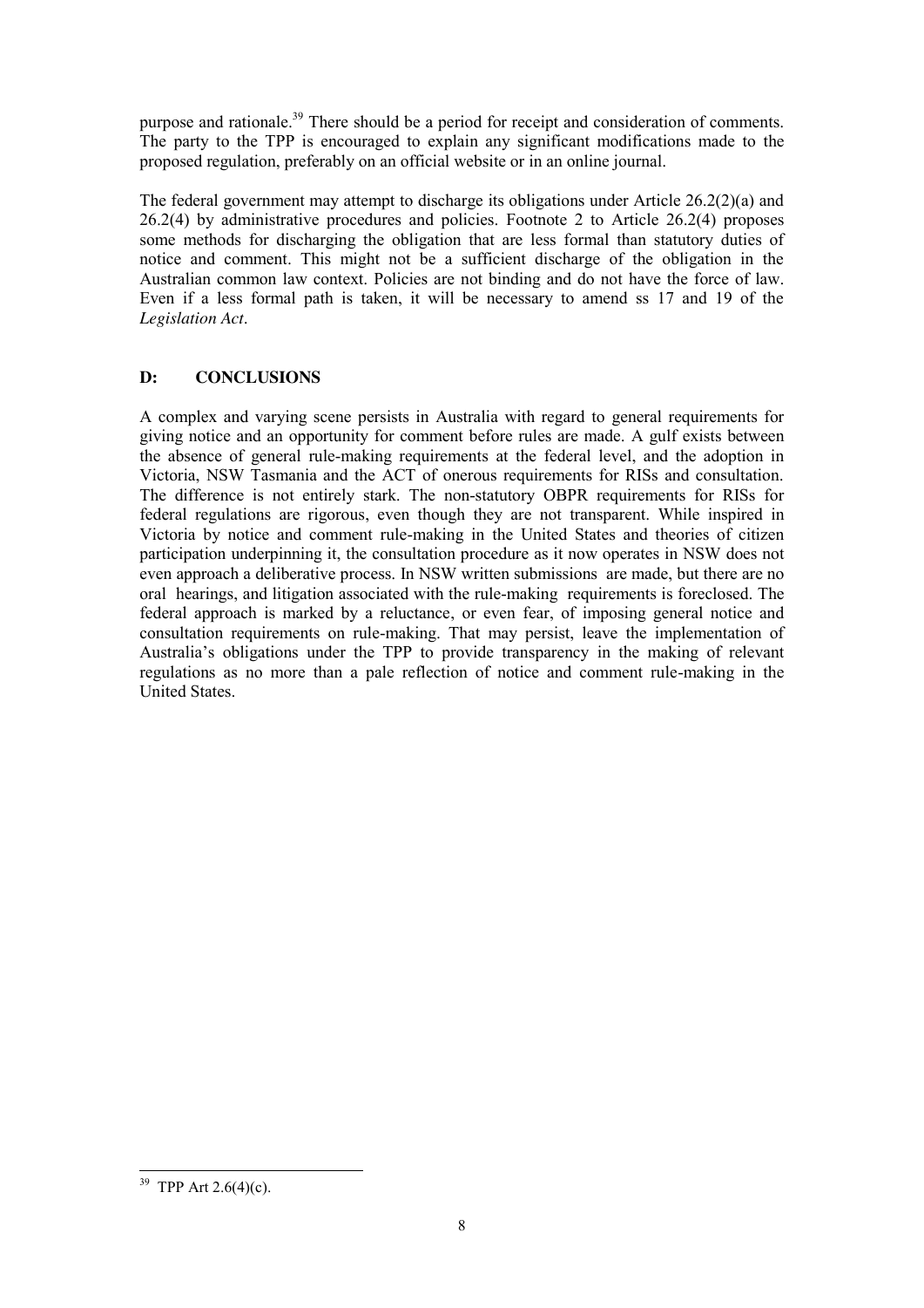purpose and rationale.[39] There should be a period for receipt and consideration of comments. The party to the TPP is encouraged to explain any significant modifications made to the proposed regulation, preferably on an official website or in an online journal.

The federal government may attempt to discharge its obligations under Article 26.2(2)(a) and 26.2(4) by administrative procedures and policies. Footnote 2 to Article 26.2(4) proposes some methods for discharging the obligation that are less formal than statutory duties of notice and comment. This might not be a sufficient discharge of the obligation in the Australian common law context. Policies are not binding and do not have the force of law. Even if a less formal path is taken, it will be necessary to amend ss 17 and 19 of the *Legislation Act*.

## D: CONCLUSIONS

A complex and varying scene persists in Australia with regard to general requirements for giving notice and an opportunity for comment before rules are made. A gulf exists between the absence of general rule-making requirements at the federal level, and the adoption in Victoria, NSW Tasmania and the ACT of onerous requirements for RISs and consultation. The difference is not entirely stark. The non-statutory OBPR requirements for RISs for federal regulations are rigorous, even though they are not transparent. While inspired in Victoria by notice and comment rule-making in the United States and theories of citizen participation underpinning it, the consultation procedure as it now operates in NSW does not even approach a deliberative process. In NSW written submissions are made, but there are no oral hearings, and litigation associated with the rule-making requirements is foreclosed. The federal approach is marked by a reluctance, or even fear, of imposing general notice and consultation requirements on rule-making. That may persist, leave the implementation of Australia's obligations under the TPP to provide transparency in the making of relevant regulations as no more than a pale reflection of notice and comment rule-making in the United States.

---

[39] TPP Art 2.6(4)(c).